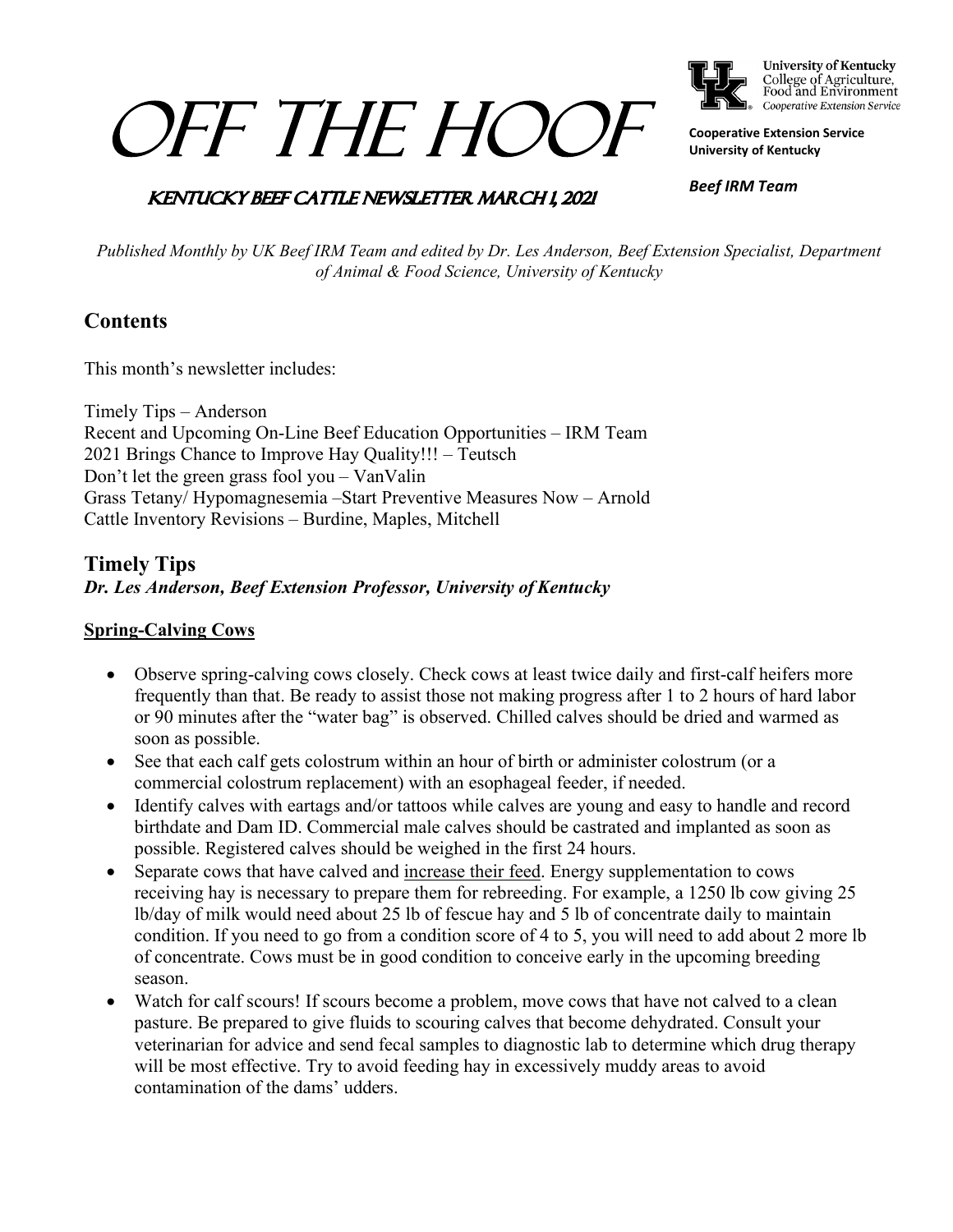# OFF THE HOOF

University of Kentucky
College of Agriculture, Food and Environment
Cooperative Extension Service

**Cooperative Extension Service**
**University of Kentucky**

***Beef IRM Team***

## KENTUCKY BEEF CATTLE NEWSLETTER MARCH 1, 2021

*Published Monthly by UK Beef IRM Team and edited by Dr. Les Anderson, Beef Extension Specialist, Department of Animal & Food Science, University of Kentucky*

## Contents

This month's newsletter includes:

Timely Tips – Anderson
Recent and Upcoming On-Line Beef Education Opportunities – IRM Team
2021 Brings Chance to Improve Hay Quality!!! – Teutsch
Don't let the green grass fool you – VanValin
Grass Tetany/ Hypomagnesemia –Start Preventive Measures Now – Arnold
Cattle Inventory Revisions – Burdine, Maples, Mitchell

## Timely Tips

***Dr. Les Anderson, Beef Extension Professor, University of Kentucky***

### Spring-Calving Cows

- Observe spring-calving cows closely. Check cows at least twice daily and first-calf heifers more frequently than that. Be ready to assist those not making progress after 1 to 2 hours of hard labor or 90 minutes after the "water bag" is observed. Chilled calves should be dried and warmed as soon as possible.
- See that each calf gets colostrum within an hour of birth or administer colostrum (or a commercial colostrum replacement) with an esophageal feeder, if needed.
- Identify calves with eartags and/or tattoos while calves are young and easy to handle and record birthdate and Dam ID. Commercial male calves should be castrated and implanted as soon as possible. Registered calves should be weighed in the first 24 hours.
- Separate cows that have calved and increase their feed. Energy supplementation to cows receiving hay is necessary to prepare them for rebreeding. For example, a 1250 lb cow giving 25 lb/day of milk would need about 25 lb of fescue hay and 5 lb of concentrate daily to maintain condition. If you need to go from a condition score of 4 to 5, you will need to add about 2 more lb of concentrate. Cows must be in good condition to conceive early in the upcoming breeding season.
- Watch for calf scours! If scours become a problem, move cows that have not calved to a clean pasture. Be prepared to give fluids to scouring calves that become dehydrated. Consult your veterinarian for advice and send fecal samples to diagnostic lab to determine which drug therapy will be most effective. Try to avoid feeding hay in excessively muddy areas to avoid contamination of the dams' udders.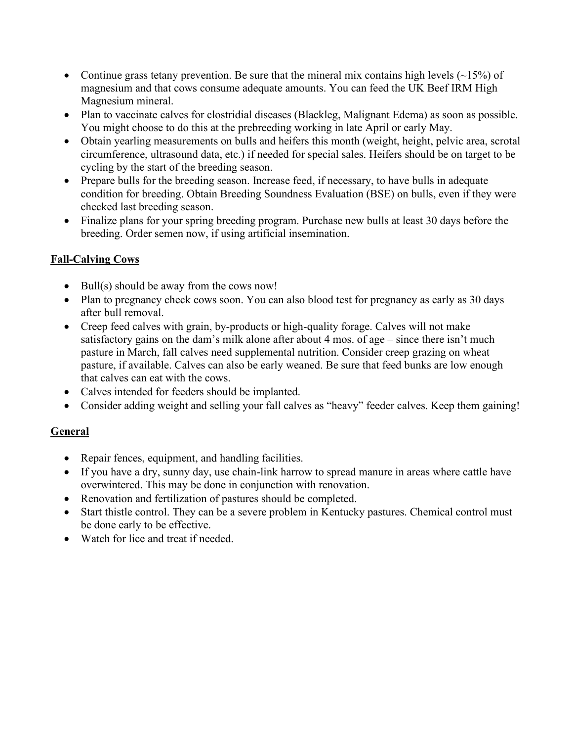- Continue grass tetany prevention. Be sure that the mineral mix contains high levels (~15%) of magnesium and that cows consume adequate amounts. You can feed the UK Beef IRM High Magnesium mineral.
- Plan to vaccinate calves for clostridial diseases (Blackleg, Malignant Edema) as soon as possible. You might choose to do this at the prebreeding working in late April or early May.
- Obtain yearling measurements on bulls and heifers this month (weight, height, pelvic area, scrotal circumference, ultrasound data, etc.) if needed for special sales. Heifers should be on target to be cycling by the start of the breeding season.
- Prepare bulls for the breeding season. Increase feed, if necessary, to have bulls in adequate condition for breeding. Obtain Breeding Soundness Evaluation (BSE) on bulls, even if they were checked last breeding season.
- Finalize plans for your spring breeding program. Purchase new bulls at least 30 days before the breeding. Order semen now, if using artificial insemination.

## <u>Fall-Calving Cows</u>

- Bull(s) should be away from the cows now!
- Plan to pregnancy check cows soon. You can also blood test for pregnancy as early as 30 days after bull removal.
- Creep feed calves with grain, by-products or high-quality forage. Calves will not make satisfactory gains on the dam's milk alone after about 4 mos. of age – since there isn't much pasture in March, fall calves need supplemental nutrition. Consider creep grazing on wheat pasture, if available. Calves can also be early weaned. Be sure that feed bunks are low enough that calves can eat with the cows.
- Calves intended for feeders should be implanted.
- Consider adding weight and selling your fall calves as "heavy" feeder calves. Keep them gaining!

## <u>General</u>

- Repair fences, equipment, and handling facilities.
- If you have a dry, sunny day, use chain-link harrow to spread manure in areas where cattle have overwintered. This may be done in conjunction with renovation.
- Renovation and fertilization of pastures should be completed.
- Start thistle control. They can be a severe problem in Kentucky pastures. Chemical control must be done early to be effective.
- Watch for lice and treat if needed.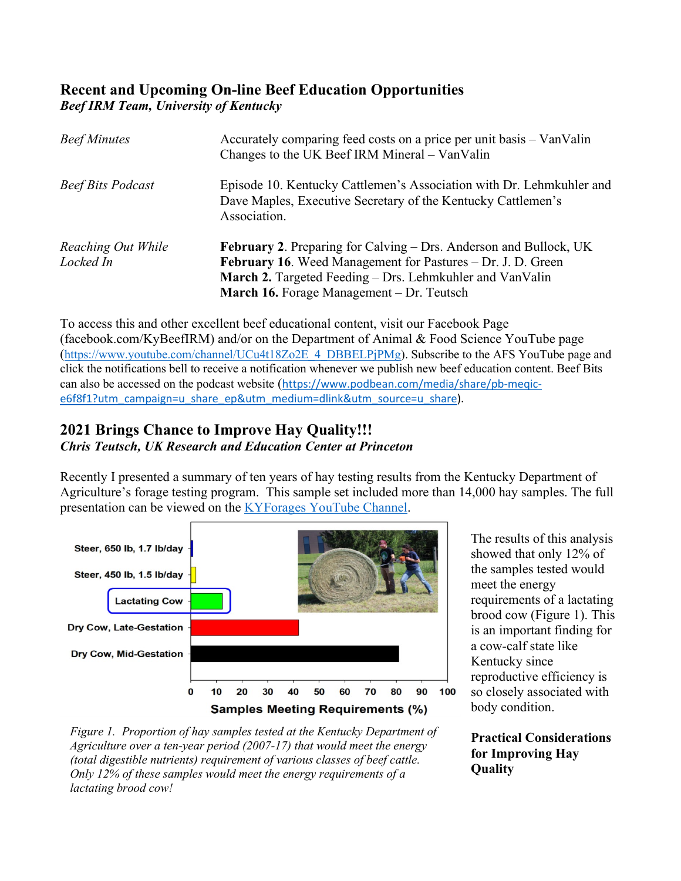## Recent and Upcoming On-line Beef Education Opportunities

***Beef IRM Team, University of Kentucky***

| | |
|---|---|
| *Beef Minutes* | Accurately comparing feed costs on a price per unit basis – VanValin<br>Changes to the UK Beef IRM Mineral – VanValin |
| *Beef Bits Podcast* | Episode 10. Kentucky Cattlemen's Association with Dr. Lehmkuhler and Dave Maples, Executive Secretary of the Kentucky Cattlemen's Association. |
| *Reaching Out While Locked In* | **February 2**. Preparing for Calving – Drs. Anderson and Bullock, UK<br>**February 16**. Weed Management for Pastures – Dr. J. D. Green<br>**March 2.** Targeted Feeding – Drs. Lehmkuhler and VanValin<br>**March 16.** Forage Management – Dr. Teutsch |

To access this and other excellent beef educational content, visit our Facebook Page (facebook.com/KyBeefIRM) and/or on the Department of Animal & Food Science YouTube page (https://www.youtube.com/channel/UCu4t18Zo2E_4_DBBELPjPMg). Subscribe to the AFS YouTube page and click the notifications bell to receive a notification whenever we publish new beef education content. Beef Bits can also be accessed on the podcast website (https://www.podbean.com/media/share/pb-meqic-e6f8f1?utm_campaign=u_share_ep&utm_medium=dlink&utm_source=u_share).

## 2021 Brings Chance to Improve Hay Quality!!!

***Chris Teutsch, UK Research and Education Center at Princeton***

Recently I presented a summary of ten years of hay testing results from the Kentucky Department of Agriculture's forage testing program. This sample set included more than 14,000 hay samples. The full presentation can be viewed on the KYForages YouTube Channel.

*Figure 1. Proportion of hay samples tested at the Kentucky Department of Agriculture over a ten-year period (2007-17) that would meet the energy (total digestible nutrients) requirement of various classes of beef cattle. Only 12% of these samples would meet the energy requirements of a lactating brood cow!*

The results of this analysis showed that only 12% of the samples tested would meet the energy requirements of a lactating brood cow (Figure 1). This is an important finding for a cow-calf state like Kentucky since reproductive efficiency is so closely associated with body condition.

### Practical Considerations for Improving Hay Quality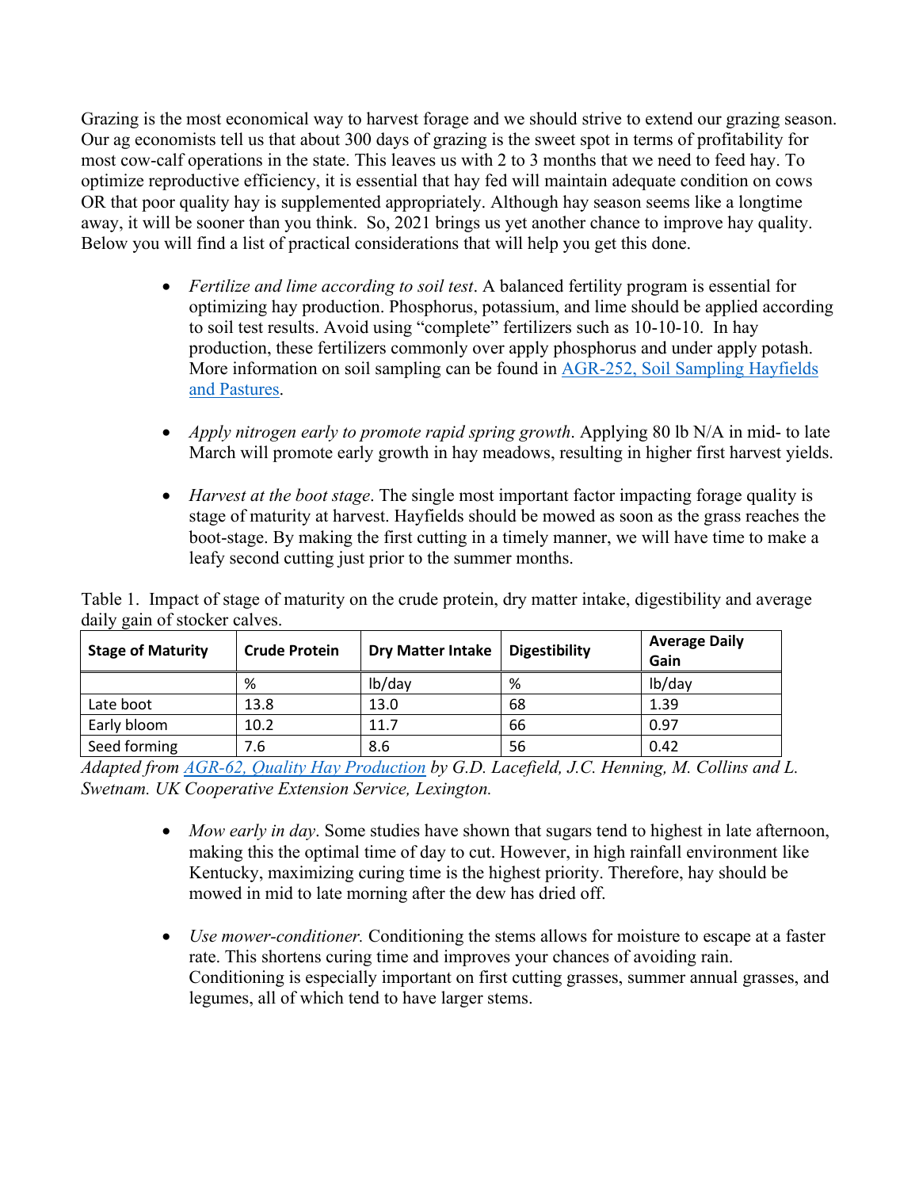Grazing is the most economical way to harvest forage and we should strive to extend our grazing season. Our ag economists tell us that about 300 days of grazing is the sweet spot in terms of profitability for most cow-calf operations in the state. This leaves us with 2 to 3 months that we need to feed hay. To optimize reproductive efficiency, it is essential that hay fed will maintain adequate condition on cows OR that poor quality hay is supplemented appropriately. Although hay season seems like a longtime away, it will be sooner than you think. So, 2021 brings us yet another chance to improve hay quality. Below you will find a list of practical considerations that will help you get this done.

- *Fertilize and lime according to soil test*. A balanced fertility program is essential for optimizing hay production. Phosphorus, potassium, and lime should be applied according to soil test results. Avoid using "complete" fertilizers such as 10-10-10. In hay production, these fertilizers commonly over apply phosphorus and under apply potash. More information on soil sampling can be found in [AGR-252, Soil Sampling Hayfields and Pastures](AGR-252, Soil Sampling Hayfields and Pastures).

- *Apply nitrogen early to promote rapid spring growth*. Applying 80 lb N/A in mid- to late March will promote early growth in hay meadows, resulting in higher first harvest yields.

- *Harvest at the boot stage*. The single most important factor impacting forage quality is stage of maturity at harvest. Hayfields should be mowed as soon as the grass reaches the boot-stage. By making the first cutting in a timely manner, we will have time to make a leafy second cutting just prior to the summer months.

Table 1. Impact of stage of maturity on the crude protein, dry matter intake, digestibility and average daily gain of stocker calves.

| Stage of Maturity | Crude Protein | Dry Matter Intake | Digestibility | Average Daily Gain |
|---|---|---|---|---|
| | % | lb/day | % | lb/day |
| Late boot | 13.8 | 13.0 | 68 | 1.39 |
| Early bloom | 10.2 | 11.7 | 66 | 0.97 |
| Seed forming | 7.6 | 8.6 | 56 | 0.42 |

*Adapted from [AGR-62, Quality Hay Production](AGR-62, Quality Hay Production) by G.D. Lacefield, J.C. Henning, M. Collins and L. Swetnam. UK Cooperative Extension Service, Lexington.*

- *Mow early in day*. Some studies have shown that sugars tend to highest in late afternoon, making this the optimal time of day to cut. However, in high rainfall environment like Kentucky, maximizing curing time is the highest priority. Therefore, hay should be mowed in mid to late morning after the dew has dried off.

- *Use mower-conditioner.* Conditioning the stems allows for moisture to escape at a faster rate. This shortens curing time and improves your chances of avoiding rain. Conditioning is especially important on first cutting grasses, summer annual grasses, and legumes, all of which tend to have larger stems.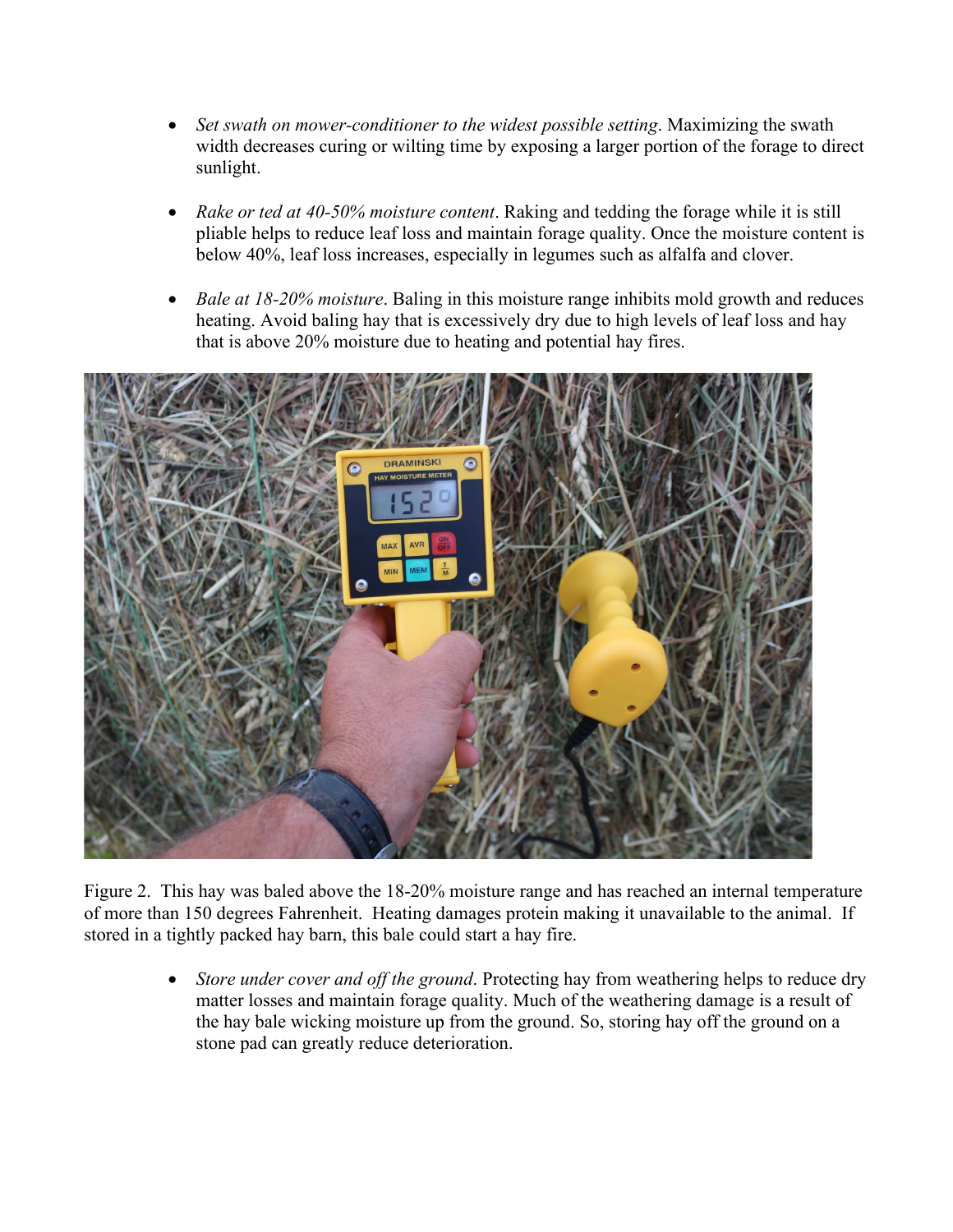- *Set swath on mower-conditioner to the widest possible setting*. Maximizing the swath width decreases curing or wilting time by exposing a larger portion of the forage to direct sunlight.

- *Rake or ted at 40-50% moisture content*. Raking and tedding the forage while it is still pliable helps to reduce leaf loss and maintain forage quality. Once the moisture content is below 40%, leaf loss increases, especially in legumes such as alfalfa and clover.

- *Bale at 18-20% moisture*. Baling in this moisture range inhibits mold growth and reduces heating. Avoid baling hay that is excessively dry due to high levels of leaf loss and hay that is above 20% moisture due to heating and potential hay fires.

Figure 2. This hay was baled above the 18-20% moisture range and has reached an internal temperature of more than 150 degrees Fahrenheit. Heating damages protein making it unavailable to the animal. If stored in a tightly packed hay barn, this bale could start a hay fire.

- *Store under cover and off the ground*. Protecting hay from weathering helps to reduce dry matter losses and maintain forage quality. Much of the weathering damage is a result of the hay bale wicking moisture up from the ground. So, storing hay off the ground on a stone pad can greatly reduce deterioration.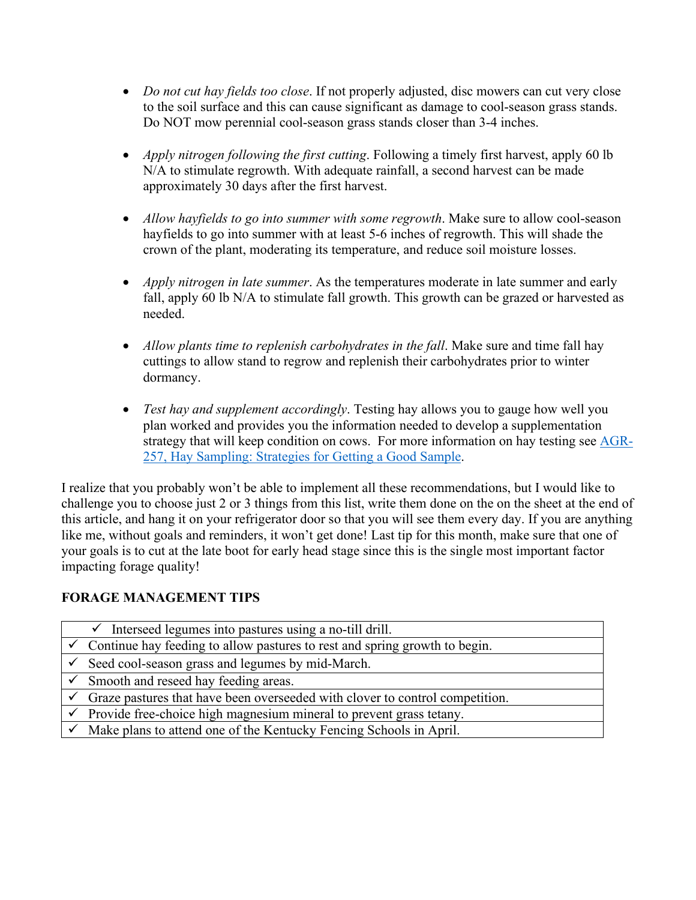- *Do not cut hay fields too close*. If not properly adjusted, disc mowers can cut very close to the soil surface and this can cause significant as damage to cool-season grass stands. Do NOT mow perennial cool-season grass stands closer than 3-4 inches.

- *Apply nitrogen following the first cutting*. Following a timely first harvest, apply 60 lb N/A to stimulate regrowth. With adequate rainfall, a second harvest can be made approximately 30 days after the first harvest.

- *Allow hayfields to go into summer with some regrowth*. Make sure to allow cool-season hayfields to go into summer with at least 5-6 inches of regrowth. This will shade the crown of the plant, moderating its temperature, and reduce soil moisture losses.

- *Apply nitrogen in late summer*. As the temperatures moderate in late summer and early fall, apply 60 lb N/A to stimulate fall growth. This growth can be grazed or harvested as needed.

- *Allow plants time to replenish carbohydrates in the fall*. Make sure and time fall hay cuttings to allow stand to regrow and replenish their carbohydrates prior to winter dormancy.

- *Test hay and supplement accordingly*. Testing hay allows you to gauge how well you plan worked and provides you the information needed to develop a supplementation strategy that will keep condition on cows. For more information on hay testing see [AGR-257, Hay Sampling: Strategies for Getting a Good Sample](#).

I realize that you probably won't be able to implement all these recommendations, but I would like to challenge you to choose just 2 or 3 things from this list, write them done on the on the sheet at the end of this article, and hang it on your refrigerator door so that you will see them every day. If you are anything like me, without goals and reminders, it won't get done! Last tip for this month, make sure that one of your goals is to cut at the late boot for early head stage since this is the single most important factor impacting forage quality!

**FORAGE MANAGEMENT TIPS**

| |
|---|
| ✓ Interseed legumes into pastures using a no-till drill. |
| ✓ Continue hay feeding to allow pastures to rest and spring growth to begin. |
| ✓ Seed cool-season grass and legumes by mid-March. |
| ✓ Smooth and reseed hay feeding areas. |
| ✓ Graze pastures that have been overseeded with clover to control competition. |
| ✓ Provide free-choice high magnesium mineral to prevent grass tetany. |
| ✓ Make plans to attend one of the Kentucky Fencing Schools in April. |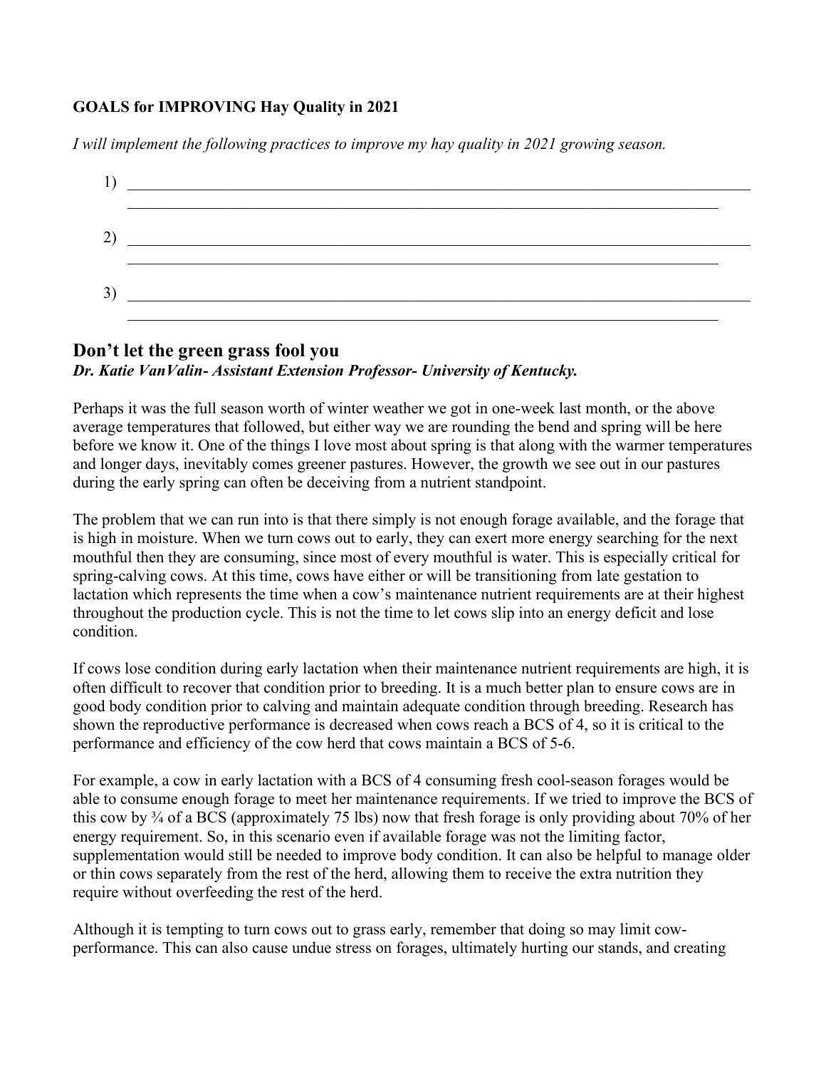**GOALS for IMPROVING Hay Quality in 2021**

*I will implement the following practices to improve my hay quality in 2021 growing season.*

1) ______________________________________________________________________________
______________________________________________________________________________

2) ______________________________________________________________________________
______________________________________________________________________________

3) ______________________________________________________________________________
______________________________________________________________________________

## Don't let the green grass fool you

***Dr. Katie VanValin- Assistant Extension Professor- University of Kentucky.***

Perhaps it was the full season worth of winter weather we got in one-week last month, or the above average temperatures that followed, but either way we are rounding the bend and spring will be here before we know it. One of the things I love most about spring is that along with the warmer temperatures and longer days, inevitably comes greener pastures. However, the growth we see out in our pastures during the early spring can often be deceiving from a nutrient standpoint.

The problem that we can run into is that there simply is not enough forage available, and the forage that is high in moisture. When we turn cows out to early, they can exert more energy searching for the next mouthful then they are consuming, since most of every mouthful is water. This is especially critical for spring-calving cows. At this time, cows have either or will be transitioning from late gestation to lactation which represents the time when a cow's maintenance nutrient requirements are at their highest throughout the production cycle. This is not the time to let cows slip into an energy deficit and lose condition.

If cows lose condition during early lactation when their maintenance nutrient requirements are high, it is often difficult to recover that condition prior to breeding. It is a much better plan to ensure cows are in good body condition prior to calving and maintain adequate condition through breeding. Research has shown the reproductive performance is decreased when cows reach a BCS of 4, so it is critical to the performance and efficiency of the cow herd that cows maintain a BCS of 5-6.

For example, a cow in early lactation with a BCS of 4 consuming fresh cool-season forages would be able to consume enough forage to meet her maintenance requirements. If we tried to improve the BCS of this cow by ¾ of a BCS (approximately 75 lbs) now that fresh forage is only providing about 70% of her energy requirement. So, in this scenario even if available forage was not the limiting factor, supplementation would still be needed to improve body condition. It can also be helpful to manage older or thin cows separately from the rest of the herd, allowing them to receive the extra nutrition they require without overfeeding the rest of the herd.

Although it is tempting to turn cows out to grass early, remember that doing so may limit cow-performance. This can also cause undue stress on forages, ultimately hurting our stands, and creating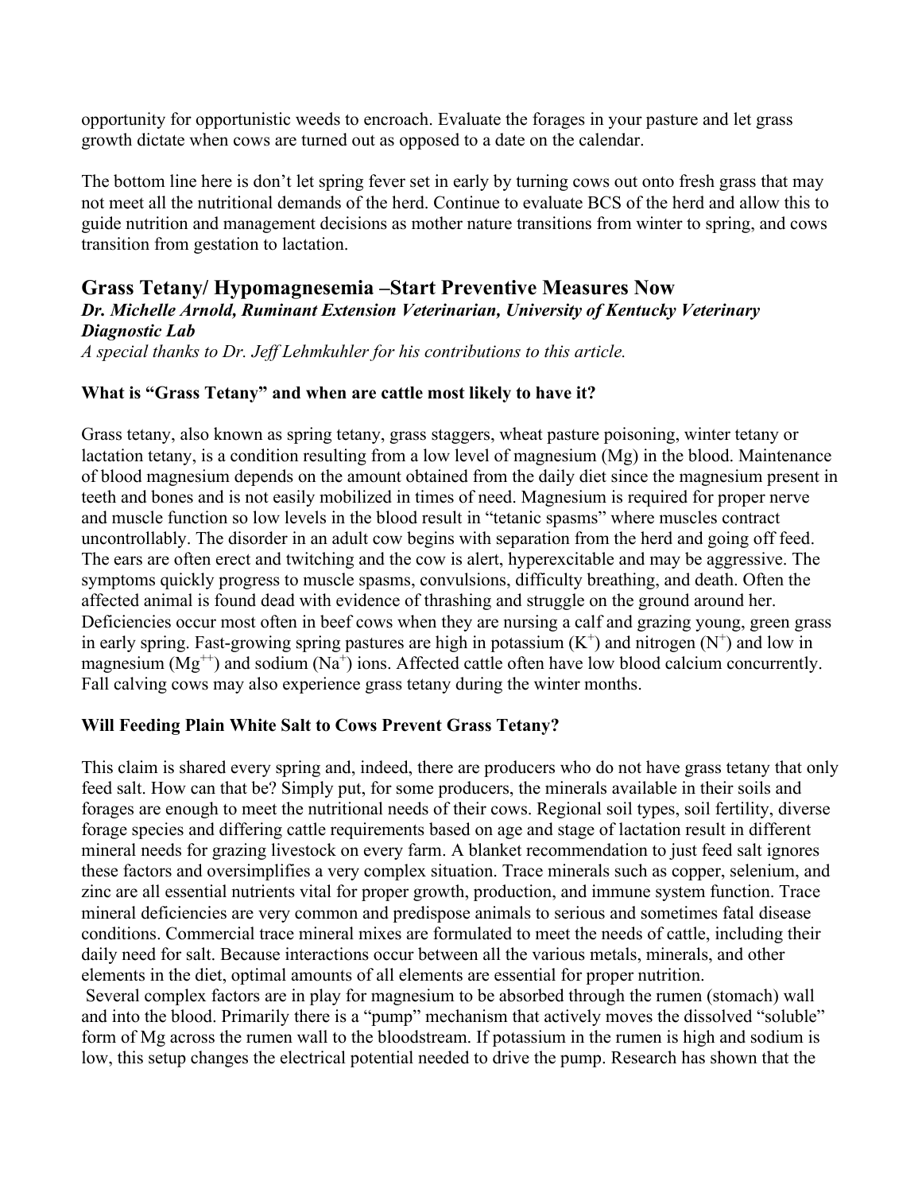opportunity for opportunistic weeds to encroach. Evaluate the forages in your pasture and let grass growth dictate when cows are turned out as opposed to a date on the calendar.

The bottom line here is don't let spring fever set in early by turning cows out onto fresh grass that may not meet all the nutritional demands of the herd. Continue to evaluate BCS of the herd and allow this to guide nutrition and management decisions as mother nature transitions from winter to spring, and cows transition from gestation to lactation.

## Grass Tetany/ Hypomagnesemia –Start Preventive Measures Now

***Dr. Michelle Arnold, Ruminant Extension Veterinarian, University of Kentucky Veterinary Diagnostic Lab***

*A special thanks to Dr. Jeff Lehmkuhler for his contributions to this article.*

**What is "Grass Tetany" and when are cattle most likely to have it?**

Grass tetany, also known as spring tetany, grass staggers, wheat pasture poisoning, winter tetany or lactation tetany, is a condition resulting from a low level of magnesium (Mg) in the blood. Maintenance of blood magnesium depends on the amount obtained from the daily diet since the magnesium present in teeth and bones and is not easily mobilized in times of need. Magnesium is required for proper nerve and muscle function so low levels in the blood result in "tetanic spasms" where muscles contract uncontrollably. The disorder in an adult cow begins with separation from the herd and going off feed. The ears are often erect and twitching and the cow is alert, hyperexcitable and may be aggressive. The symptoms quickly progress to muscle spasms, convulsions, difficulty breathing, and death. Often the affected animal is found dead with evidence of thrashing and struggle on the ground around her. Deficiencies occur most often in beef cows when they are nursing a calf and grazing young, green grass in early spring. Fast-growing spring pastures are high in potassium ($K^+$) and nitrogen ($N^+$) and low in magnesium ($Mg^{++}$) and sodium ($Na^+$) ions. Affected cattle often have low blood calcium concurrently. Fall calving cows may also experience grass tetany during the winter months.

**Will Feeding Plain White Salt to Cows Prevent Grass Tetany?**

This claim is shared every spring and, indeed, there are producers who do not have grass tetany that only feed salt. How can that be? Simply put, for some producers, the minerals available in their soils and forages are enough to meet the nutritional needs of their cows. Regional soil types, soil fertility, diverse forage species and differing cattle requirements based on age and stage of lactation result in different mineral needs for grazing livestock on every farm. A blanket recommendation to just feed salt ignores these factors and oversimplifies a very complex situation. Trace minerals such as copper, selenium, and zinc are all essential nutrients vital for proper growth, production, and immune system function. Trace mineral deficiencies are very common and predispose animals to serious and sometimes fatal disease conditions. Commercial trace mineral mixes are formulated to meet the needs of cattle, including their daily need for salt. Because interactions occur between all the various metals, minerals, and other elements in the diet, optimal amounts of all elements are essential for proper nutrition.

Several complex factors are in play for magnesium to be absorbed through the rumen (stomach) wall and into the blood. Primarily there is a "pump" mechanism that actively moves the dissolved "soluble" form of Mg across the rumen wall to the bloodstream. If potassium in the rumen is high and sodium is low, this setup changes the electrical potential needed to drive the pump. Research has shown that the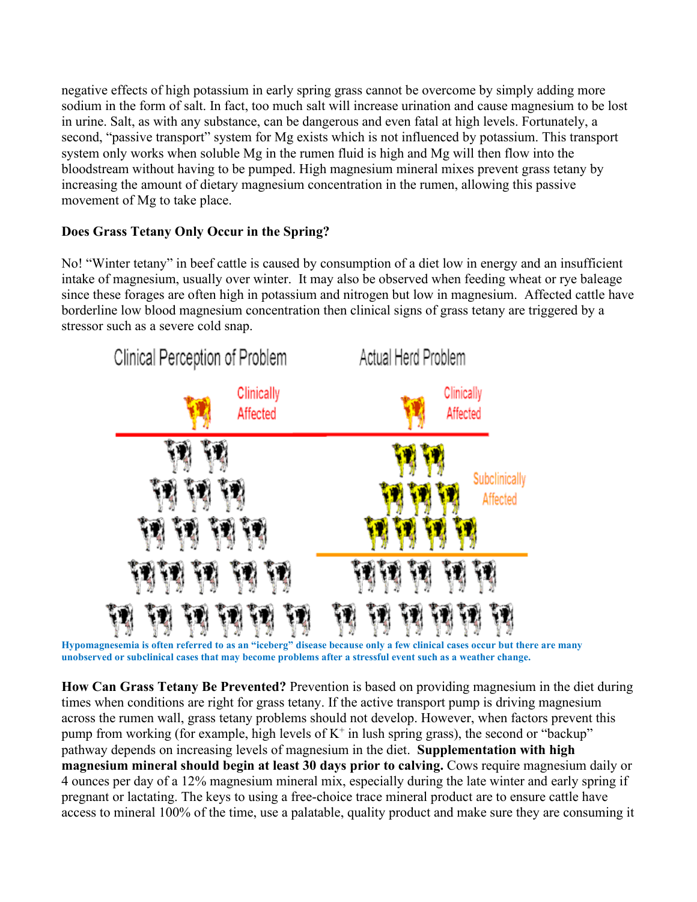negative effects of high potassium in early spring grass cannot be overcome by simply adding more sodium in the form of salt. In fact, too much salt will increase urination and cause magnesium to be lost in urine. Salt, as with any substance, can be dangerous and even fatal at high levels. Fortunately, a second, "passive transport" system for Mg exists which is not influenced by potassium. This transport system only works when soluble Mg in the rumen fluid is high and Mg will then flow into the bloodstream without having to be pumped. High magnesium mineral mixes prevent grass tetany by increasing the amount of dietary magnesium concentration in the rumen, allowing this passive movement of Mg to take place.

**Does Grass Tetany Only Occur in the Spring?**

No! "Winter tetany" in beef cattle is caused by consumption of a diet low in energy and an insufficient intake of magnesium, usually over winter. It may also be observed when feeding wheat or rye baleage since these forages are often high in potassium and nitrogen but low in magnesium. Affected cattle have borderline low blood magnesium concentration then clinical signs of grass tetany are triggered by a stressor such as a severe cold snap.

Hypomagnesemia is often referred to as an "iceberg" disease because only a few clinical cases occur but there are many unobserved or subclinical cases that may become problems after a stressful event such as a weather change.

**How Can Grass Tetany Be Prevented?** Prevention is based on providing magnesium in the diet during times when conditions are right for grass tetany. If the active transport pump is driving magnesium across the rumen wall, grass tetany problems should not develop. However, when factors prevent this pump from working (for example, high levels of $K^+$ in lush spring grass), the second or "backup" pathway depends on increasing levels of magnesium in the diet. **Supplementation with high magnesium mineral should begin at least 30 days prior to calving.** Cows require magnesium daily or 4 ounces per day of a 12% magnesium mineral mix, especially during the late winter and early spring if pregnant or lactating. The keys to using a free-choice trace mineral product are to ensure cattle have access to mineral 100% of the time, use a palatable, quality product and make sure they are consuming it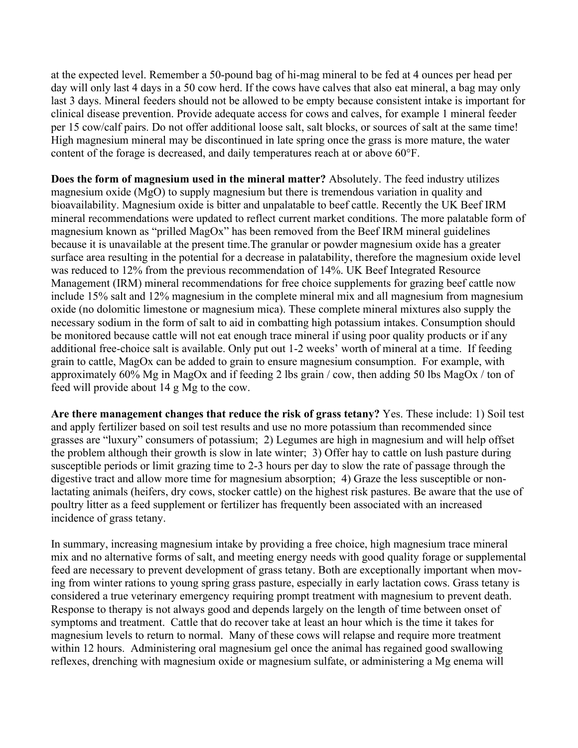at the expected level. Remember a 50-pound bag of hi-mag mineral to be fed at 4 ounces per head per day will only last 4 days in a 50 cow herd. If the cows have calves that also eat mineral, a bag may only last 3 days. Mineral feeders should not be allowed to be empty because consistent intake is important for clinical disease prevention. Provide adequate access for cows and calves, for example 1 mineral feeder per 15 cow/calf pairs. Do not offer additional loose salt, salt blocks, or sources of salt at the same time! High magnesium mineral may be discontinued in late spring once the grass is more mature, the water content of the forage is decreased, and daily temperatures reach at or above 60°F.

**Does the form of magnesium used in the mineral matter?** Absolutely. The feed industry utilizes magnesium oxide (MgO) to supply magnesium but there is tremendous variation in quality and bioavailability. Magnesium oxide is bitter and unpalatable to beef cattle. Recently the UK Beef IRM mineral recommendations were updated to reflect current market conditions. The more palatable form of magnesium known as "prilled MagOx" has been removed from the Beef IRM mineral guidelines because it is unavailable at the present time.The granular or powder magnesium oxide has a greater surface area resulting in the potential for a decrease in palatability, therefore the magnesium oxide level was reduced to 12% from the previous recommendation of 14%. UK Beef Integrated Resource Management (IRM) mineral recommendations for free choice supplements for grazing beef cattle now include 15% salt and 12% magnesium in the complete mineral mix and all magnesium from magnesium oxide (no dolomitic limestone or magnesium mica). These complete mineral mixtures also supply the necessary sodium in the form of salt to aid in combatting high potassium intakes. Consumption should be monitored because cattle will not eat enough trace mineral if using poor quality products or if any additional free-choice salt is available. Only put out 1-2 weeks' worth of mineral at a time. If feeding grain to cattle, MagOx can be added to grain to ensure magnesium consumption. For example, with approximately 60% Mg in MagOx and if feeding 2 lbs grain / cow, then adding 50 lbs MagOx / ton of feed will provide about 14 g Mg to the cow.

**Are there management changes that reduce the risk of grass tetany?** Yes. These include: 1) Soil test and apply fertilizer based on soil test results and use no more potassium than recommended since grasses are "luxury" consumers of potassium; 2) Legumes are high in magnesium and will help offset the problem although their growth is slow in late winter; 3) Offer hay to cattle on lush pasture during susceptible periods or limit grazing time to 2-3 hours per day to slow the rate of passage through the digestive tract and allow more time for magnesium absorption; 4) Graze the less susceptible or non-lactating animals (heifers, dry cows, stocker cattle) on the highest risk pastures. Be aware that the use of poultry litter as a feed supplement or fertilizer has frequently been associated with an increased incidence of grass tetany.

In summary, increasing magnesium intake by providing a free choice, high magnesium trace mineral mix and no alternative forms of salt, and meeting energy needs with good quality forage or supplemental feed are necessary to prevent development of grass tetany. Both are exceptionally important when moving from winter rations to young spring grass pasture, especially in early lactation cows. Grass tetany is considered a true veterinary emergency requiring prompt treatment with magnesium to prevent death. Response to therapy is not always good and depends largely on the length of time between onset of symptoms and treatment. Cattle that do recover take at least an hour which is the time it takes for magnesium levels to return to normal. Many of these cows will relapse and require more treatment within 12 hours. Administering oral magnesium gel once the animal has regained good swallowing reflexes, drenching with magnesium oxide or magnesium sulfate, or administering a Mg enema will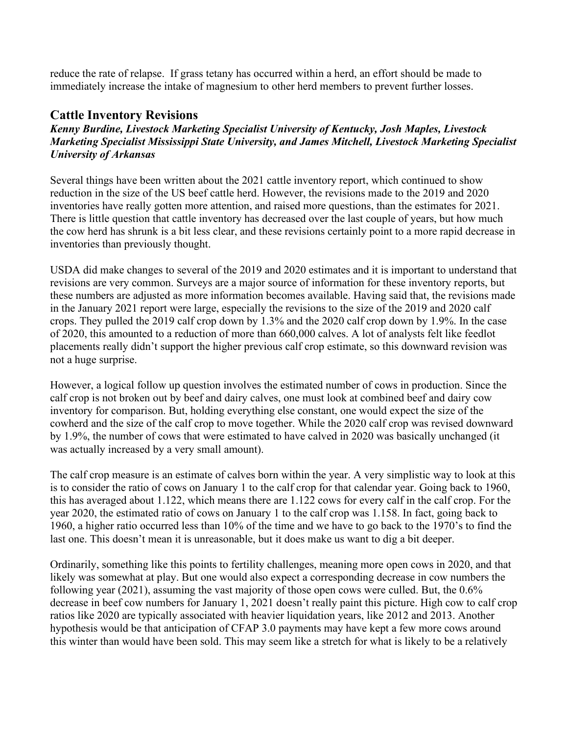reduce the rate of relapse. If grass tetany has occurred within a herd, an effort should be made to immediately increase the intake of magnesium to other herd members to prevent further losses.

## Cattle Inventory Revisions

***Kenny Burdine, Livestock Marketing Specialist University of Kentucky, Josh Maples, Livestock Marketing Specialist Mississippi State University, and James Mitchell, Livestock Marketing Specialist University of Arkansas***

Several things have been written about the 2021 cattle inventory report, which continued to show reduction in the size of the US beef cattle herd. However, the revisions made to the 2019 and 2020 inventories have really gotten more attention, and raised more questions, than the estimates for 2021. There is little question that cattle inventory has decreased over the last couple of years, but how much the cow herd has shrunk is a bit less clear, and these revisions certainly point to a more rapid decrease in inventories than previously thought.

USDA did make changes to several of the 2019 and 2020 estimates and it is important to understand that revisions are very common. Surveys are a major source of information for these inventory reports, but these numbers are adjusted as more information becomes available. Having said that, the revisions made in the January 2021 report were large, especially the revisions to the size of the 2019 and 2020 calf crops. They pulled the 2019 calf crop down by 1.3% and the 2020 calf crop down by 1.9%. In the case of 2020, this amounted to a reduction of more than 660,000 calves. A lot of analysts felt like feedlot placements really didn't support the higher previous calf crop estimate, so this downward revision was not a huge surprise.

However, a logical follow up question involves the estimated number of cows in production. Since the calf crop is not broken out by beef and dairy calves, one must look at combined beef and dairy cow inventory for comparison. But, holding everything else constant, one would expect the size of the cowherd and the size of the calf crop to move together. While the 2020 calf crop was revised downward by 1.9%, the number of cows that were estimated to have calved in 2020 was basically unchanged (it was actually increased by a very small amount).

The calf crop measure is an estimate of calves born within the year. A very simplistic way to look at this is to consider the ratio of cows on January 1 to the calf crop for that calendar year. Going back to 1960, this has averaged about 1.122, which means there are 1.122 cows for every calf in the calf crop. For the year 2020, the estimated ratio of cows on January 1 to the calf crop was 1.158. In fact, going back to 1960, a higher ratio occurred less than 10% of the time and we have to go back to the 1970's to find the last one. This doesn't mean it is unreasonable, but it does make us want to dig a bit deeper.

Ordinarily, something like this points to fertility challenges, meaning more open cows in 2020, and that likely was somewhat at play. But one would also expect a corresponding decrease in cow numbers the following year (2021), assuming the vast majority of those open cows were culled. But, the 0.6% decrease in beef cow numbers for January 1, 2021 doesn't really paint this picture. High cow to calf crop ratios like 2020 are typically associated with heavier liquidation years, like 2012 and 2013. Another hypothesis would be that anticipation of CFAP 3.0 payments may have kept a few more cows around this winter than would have been sold. This may seem like a stretch for what is likely to be a relatively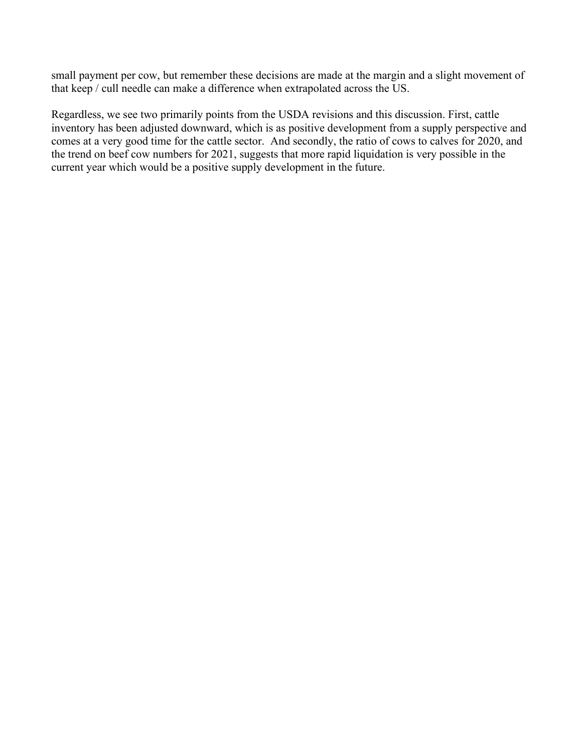small payment per cow, but remember these decisions are made at the margin and a slight movement of that keep / cull needle can make a difference when extrapolated across the US.

Regardless, we see two primarily points from the USDA revisions and this discussion. First, cattle inventory has been adjusted downward, which is as positive development from a supply perspective and comes at a very good time for the cattle sector.  And secondly, the ratio of cows to calves for 2020, and the trend on beef cow numbers for 2021, suggests that more rapid liquidation is very possible in the current year which would be a positive supply development in the future.